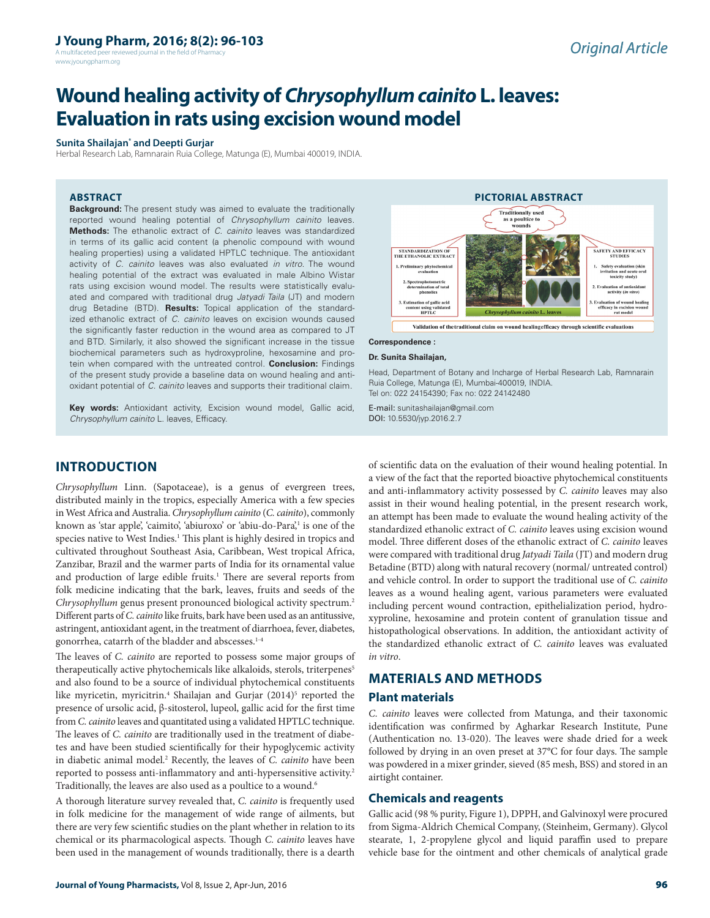Original Article

# Wound healing activity of *Chrysophyllum cainito* L. leaves: Evaluation in rats using excision wound model

**Sunita Shailajan\* and Deepti Gurjar**

Herbal Research Lab, Ramnarain Ruia College, Matunga (E), Mumbai 400019, INDIA.

## ABSTRACT

**Background:** The present study was aimed to evaluate the traditionally reported wound healing potential of *Chrysophyllum cainito* leaves. **Methods:** The ethanolic extract of *C. cainito* leaves was standardized in terms of its gallic acid content (a phenolic compound with wound healing properties) using a validated HPTLC technique. The antioxidant activity of *C. cainito* leaves was also evaluated *in vitro*. The wound healing potential of the extract was evaluated in male Albino Wistar rats using excision wound model. The results were statistically evaluated and compared with traditional drug *Jatyadi Taila* (JT) and modern drug Betadine (BTD). **Results:** Topical application of the standardized ethanolic extract of *C. cainito* leaves on excision wounds caused the significantly faster reduction in the wound area as compared to JT and BTD. Similarly, it also showed the significant increase in the tissue biochemical parameters such as hydroxyproline, hexosamine and protein when compared with the untreated control. **Conclusion:** Findings of the present study provide a baseline data on wound healing and antioxidant potential of *C. cainito* leaves and supports their traditional claim.

**Key words:** Antioxidant activity, Excision wound model, Gallic acid, *Chrysophyllum cainito* L. leaves, Efficacy.

## PICTORIAL ABSTRACT

Traditionally used as a poultice to wounds

STANDARDIZATION OF THE ETHANOLIC EXTRACT
1. Preliminary phytochemical evaluation
2. Spectrophotometric determination of total phenolics
3. Estimation of gallic acid content using validated HPTLC

*Chrysophyllum cainito* L. leaves

SAFETY AND EFFICACY STUDIES
1. Safety evaluation (skin irritation and acute oral toxicity study)
2. Evaluation of antioxidant activity (*in vitro*)
3. Evaluation of wound healing efficacy in excision wound rat model

Validation of the traditional claim on wound healing efficacy through scientific evaluations

**Correspondence :**

**Dr. Sunita Shailajan,**

Head, Department of Botany and Incharge of Herbal Research Lab, Ramnarain Ruia College, Matunga (E), Mumbai-400019, INDIA.
Tel on: 022 24154390; Fax no: 022 24142480

E-mail: sunitashailajan@gmail.com
DOI: 10.5530/jyp.2016.2.7

## INTRODUCTION

*Chrysophyllum* Linn. (Sapotaceae), is a genus of evergreen trees, distributed mainly in the tropics, especially America with a few species in West Africa and Australia. *Chrysophyllum cainito* (*C. cainito*), commonly known as 'star apple', 'caimito', 'abiuroxo' or 'abiu-do-Para',[1] is one of the species native to West Indies.[1] This plant is highly desired in tropics and cultivated throughout Southeast Asia, Caribbean, West tropical Africa, Zanzibar, Brazil and the warmer parts of India for its ornamental value and production of large edible fruits.[1] There are several reports from folk medicine indicating that the bark, leaves, fruits and seeds of the *Chrysophyllum* genus present pronounced biological activity spectrum.[2] Different parts of *C. cainito* like fruits, bark have been used as an antitussive, astringent, antioxidant agent, in the treatment of diarrhoea, fever, diabetes, gonorrhea, catarrh of the bladder and abscesses.[1-4]

The leaves of *C. cainito* are reported to possess some major groups of therapeutically active phytochemicals like alkaloids, sterols, triterpenes[5] and also found to be a source of individual phytochemical constituents like myricetin, myricitrin.[4] Shailajan and Gurjar (2014)[5] reported the presence of ursolic acid, β-sitosterol, lupeol, gallic acid for the first time from *C. cainito* leaves and quantitated using a validated HPTLC technique. The leaves of *C. cainito* are traditionally used in the treatment of diabetes and have been studied scientifically for their hypoglycemic activity in diabetic animal model.[2] Recently, the leaves of *C. cainito* have been reported to possess anti-inflammatory and anti-hypersensitive activity.[2] Traditionally, the leaves are also used as a poultice to a wound.[6]

A thorough literature survey revealed that, *C. cainito* is frequently used in folk medicine for the management of wide range of ailments, but there are very few scientific studies on the plant whether in relation to its chemical or its pharmacological aspects. Though *C. cainito* leaves have been used in the management of wounds traditionally, there is a dearth of scientific data on the evaluation of their wound healing potential. In a view of the fact that the reported bioactive phytochemical constituents and anti-inflammatory activity possessed by *C. cainito* leaves may also assist in their wound healing potential, in the present research work, an attempt has been made to evaluate the wound healing activity of the standardized ethanolic extract of *C. cainito* leaves using excision wound model. Three different doses of the ethanolic extract of *C. cainito* leaves were compared with traditional drug *Jatyadi Taila* (JT) and modern drug Betadine (BTD) along with natural recovery (normal/ untreated control) and vehicle control. In order to support the traditional use of *C. cainito* leaves as a wound healing agent, various parameters were evaluated including percent wound contraction, epithelialization period, hydroxyproline, hexosamine and protein content of granulation tissue and histopathological observations. In addition, the antioxidant activity of the standardized ethanolic extract of *C. cainito* leaves was evaluated *in vitro*.

## MATERIALS AND METHODS

### Plant materials

*C. cainito* leaves were collected from Matunga, and their taxonomic identification was confirmed by Agharkar Research Institute, Pune (Authentication no. 13-020). The leaves were shade dried for a week followed by drying in an oven preset at 37°C for four days. The sample was powdered in a mixer grinder, sieved (85 mesh, BSS) and stored in an airtight container.

### Chemicals and reagents

Gallic acid (98 % purity, Figure 1), DPPH, and Galvinoxyl were procured from Sigma-Aldrich Chemical Company, (Steinheim, Germany). Glycol stearate, 1, 2-propylene glycol and liquid paraffin used to prepare vehicle base for the ointment and other chemicals of analytical grade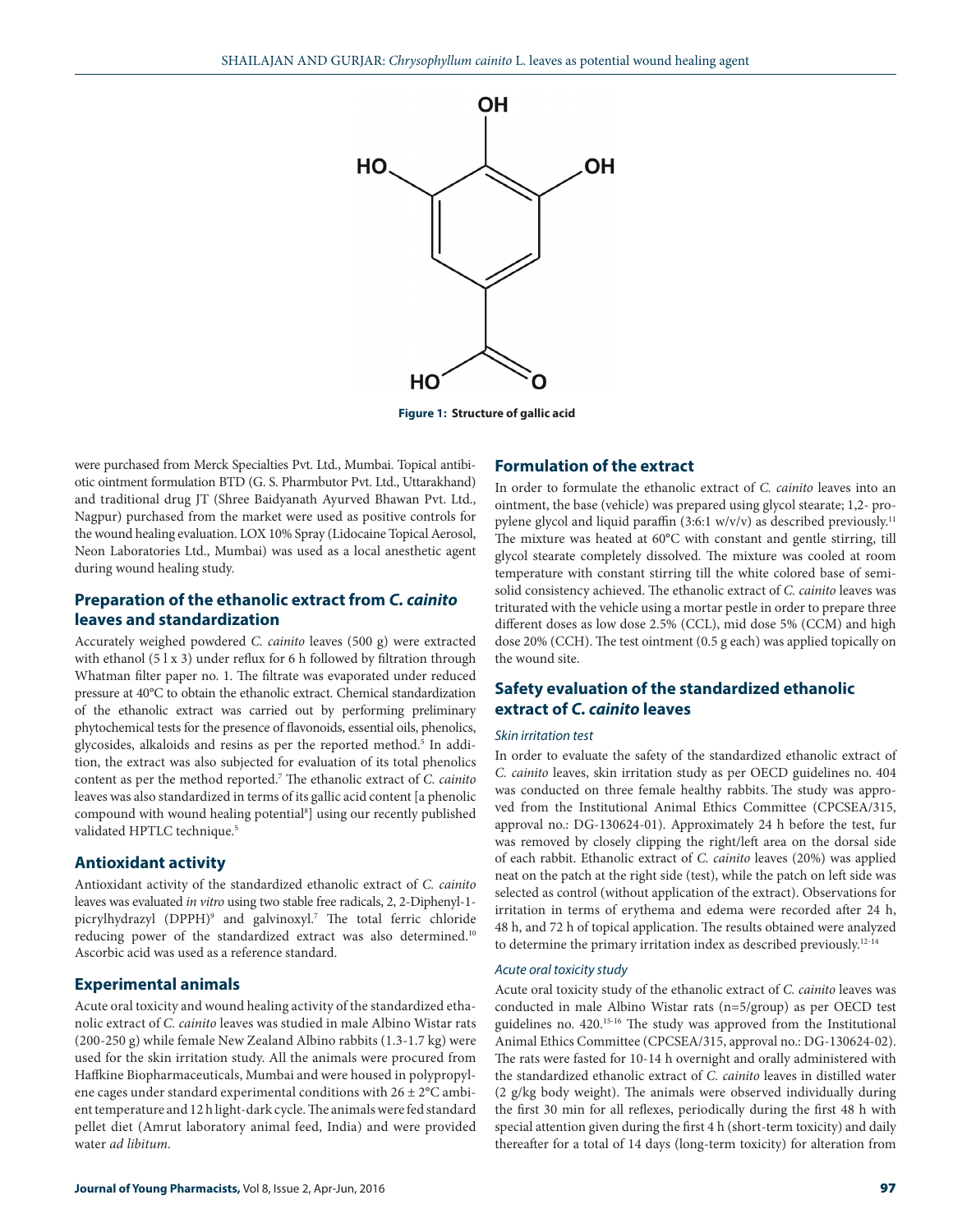Figure 1: Structure of gallic acid

were purchased from Merck Specialties Pvt. Ltd., Mumbai. Topical antibiotic ointment formulation BTD (G. S. Pharmbutor Pvt. Ltd., Uttarakhand) and traditional drug JT (Shree Baidyanath Ayurved Bhawan Pvt. Ltd., Nagpur) purchased from the market were used as positive controls for the wound healing evaluation. LOX 10% Spray (Lidocaine Topical Aerosol, Neon Laboratories Ltd., Mumbai) was used as a local anesthetic agent during wound healing study.

## Preparation of the ethanolic extract from *C. cainito* leaves and standardization

Accurately weighed powdered *C. cainito* leaves (500 g) were extracted with ethanol (5 l x 3) under reflux for 6 h followed by filtration through Whatman filter paper no. 1. The filtrate was evaporated under reduced pressure at 40°C to obtain the ethanolic extract. Chemical standardization of the ethanolic extract was carried out by performing preliminary phytochemical tests for the presence of flavonoids, essential oils, phenolics, glycosides, alkaloids and resins as per the reported method.[5] In addition, the extract was also subjected for evaluation of its total phenolics content as per the method reported.[7] The ethanolic extract of *C. cainito* leaves was also standardized in terms of its gallic acid content [a phenolic compound with wound healing potential[8]] using our recently published validated HPTLC technique.[5]

## Antioxidant activity

Antioxidant activity of the standardized ethanolic extract of *C. cainito* leaves was evaluated *in vitro* using two stable free radicals, 2, 2-Diphenyl-1-picrylhydrazyl (DPPH)[9] and galvinoxyl.[7] The total ferric chloride reducing power of the standardized extract was also determined.[10] Ascorbic acid was used as a reference standard.

## Experimental animals

Acute oral toxicity and wound healing activity of the standardized ethanolic extract of *C. cainito* leaves was studied in male Albino Wistar rats (200-250 g) while female New Zealand Albino rabbits (1.3-1.7 kg) were used for the skin irritation study. All the animals were procured from Haffkine Biopharmaceuticals, Mumbai and were housed in polypropylene cages under standard experimental conditions with 26 ± 2°C ambient temperature and 12 h light-dark cycle. The animals were fed standard pellet diet (Amrut laboratory animal feed, India) and were provided water *ad libitum*.

## Formulation of the extract

In order to formulate the ethanolic extract of *C. cainito* leaves into an ointment, the base (vehicle) was prepared using glycol stearate; 1,2- propylene glycol and liquid paraffin (3:6:1 w/v/v) as described previously.[11] The mixture was heated at 60°C with constant and gentle stirring, till glycol stearate completely dissolved. The mixture was cooled at room temperature with constant stirring till the white colored base of semi-solid consistency achieved. The ethanolic extract of *C. cainito* leaves was triturated with the vehicle using a mortar pestle in order to prepare three different doses as low dose 2.5% (CCL), mid dose 5% (CCM) and high dose 20% (CCH). The test ointment (0.5 g each) was applied topically on the wound site.

## Safety evaluation of the standardized ethanolic extract of *C. cainito* leaves

### *Skin irritation test*

In order to evaluate the safety of the standardized ethanolic extract of *C. cainito* leaves, skin irritation study as per OECD guidelines no. 404 was conducted on three female healthy rabbits. The study was approved from the Institutional Animal Ethics Committee (CPCSEA/315, approval no.: DG-130624-01). Approximately 24 h before the test, fur was removed by closely clipping the right/left area on the dorsal side of each rabbit. Ethanolic extract of *C. cainito* leaves (20%) was applied neat on the patch at the right side (test), while the patch on left side was selected as control (without application of the extract). Observations for irritation in terms of erythema and edema were recorded after 24 h, 48 h, and 72 h of topical application. The results obtained were analyzed to determine the primary irritation index as described previously.[12-14]

### *Acute oral toxicity study*

Acute oral toxicity study of the ethanolic extract of *C. cainito* leaves was conducted in male Albino Wistar rats (n=5/group) as per OECD test guidelines no. 420.[15-16] The study was approved from the Institutional Animal Ethics Committee (CPCSEA/315, approval no.: DG-130624-02). The rats were fasted for 10-14 h overnight and orally administered with the standardized ethanolic extract of *C. cainito* leaves in distilled water (2 g/kg body weight). The animals were observed individually during the first 30 min for all reflexes, periodically during the first 48 h with special attention given during the first 4 h (short-term toxicity) and daily thereafter for a total of 14 days (long-term toxicity) for alteration from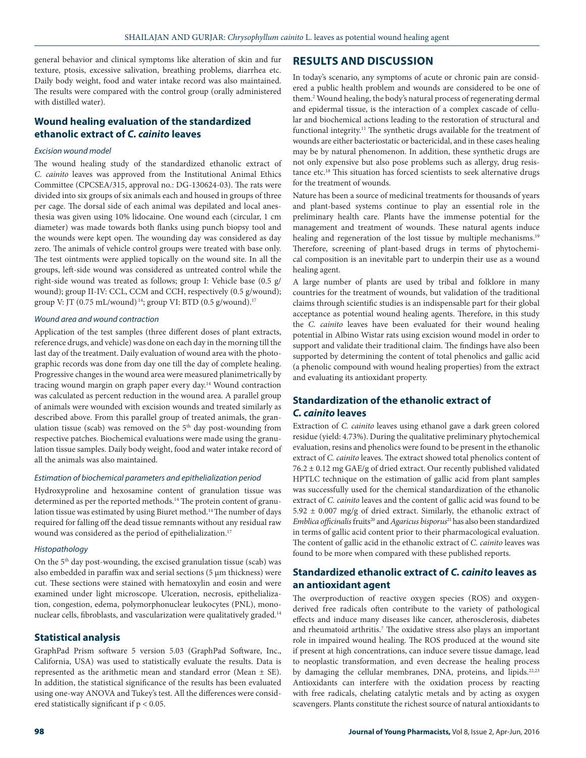general behavior and clinical symptoms like alteration of skin and fur texture, ptosis, excessive salivation, breathing problems, diarrhea etc. Daily body weight, food and water intake record was also maintained. The results were compared with the control group (orally administered with distilled water).

## Wound healing evaluation of the standardized ethanolic extract of *C. cainito* leaves

### *Excision wound model*

The wound healing study of the standardized ethanolic extract of *C. cainito* leaves was approved from the Institutional Animal Ethics Committee (CPCSEA/315, approval no.: DG-130624-03). The rats were divided into six groups of six animals each and housed in groups of three per cage. The dorsal side of each animal was depilated and local anesthesia was given using 10% lidocaine. One wound each (circular, 1 cm diameter) was made towards both flanks using punch biopsy tool and the wounds were kept open. The wounding day was considered as day zero. The animals of vehicle control groups were treated with base only. The test ointments were applied topically on the wound site. In all the groups, left-side wound was considered as untreated control while the right-side wound was treated as follows; group I: Vehicle base (0.5 g/wound); group II-IV: CCL, CCM and CCH, respectively (0.5 g/wound); group V: JT (0.75 mL/wound)[14]; group VI: BTD (0.5 g/wound).[17]

### *Wound area and wound contraction*

Application of the test samples (three different doses of plant extracts, reference drugs, and vehicle) was done on each day in the morning till the last day of the treatment. Daily evaluation of wound area with the photographic records was done from day one till the day of complete healing. Progressive changes in the wound area were measured planimetrically by tracing wound margin on graph paper every day.[14] Wound contraction was calculated as percent reduction in the wound area. A parallel group of animals were wounded with excision wounds and treated similarly as described above. From this parallel group of treated animals, the granulation tissue (scab) was removed on the 5th day post-wounding from respective patches. Biochemical evaluations were made using the granulation tissue samples. Daily body weight, food and water intake record of all the animals was also maintained.

### *Estimation of biochemical parameters and epithelialization period*

Hydroxyproline and hexosamine content of granulation tissue was determined as per the reported methods.[14] The protein content of granulation tissue was estimated by using Biuret method.[14] The number of days required for falling off the dead tissue remnants without any residual raw wound was considered as the period of epithelialization.[17]

### *Histopathology*

On the 5th day post-wounding, the excised granulation tissue (scab) was also embedded in paraffin wax and serial sections (5 µm thickness) were cut. These sections were stained with hematoxylin and eosin and were examined under light microscope. Ulceration, necrosis, epithelialization, congestion, edema, polymorphonuclear leukocytes (PNL), mononuclear cells, fibroblasts, and vascularization were qualitatively graded.[14]

## Statistical analysis

GraphPad Prism software 5 version 5.03 (GraphPad Software, Inc., California, USA) was used to statistically evaluate the results. Data is represented as the arithmetic mean and standard error (Mean ± SE). In addition, the statistical significance of the results has been evaluated using one-way ANOVA and Tukey's test. All the differences were considered statistically significant if $p < 0.05$.

# RESULTS AND DISCUSSION

In today's scenario, any symptoms of acute or chronic pain are considered a public health problem and wounds are considered to be one of them.[2] Wound healing, the body's natural process of regenerating dermal and epidermal tissue, is the interaction of a complex cascade of cellular and biochemical actions leading to the restoration of structural and functional integrity.[11] The synthetic drugs available for the treatment of wounds are either bacteriostatic or bactericidal, and in these cases healing may be by natural phenomenon. In addition, these synthetic drugs are not only expensive but also pose problems such as allergy, drug resistance etc.[18] This situation has forced scientists to seek alternative drugs for the treatment of wounds.

Nature has been a source of medicinal treatments for thousands of years and plant-based systems continue to play an essential role in the preliminary health care. Plants have the immense potential for the management and treatment of wounds. These natural agents induce healing and regeneration of the lost tissue by multiple mechanisms.[19] Therefore, screening of plant-based drugs in terms of phytochemical composition is an inevitable part to underpin their use as a wound healing agent.

A large number of plants are used by tribal and folklore in many countries for the treatment of wounds, but validation of the traditional claims through scientific studies is an indispensable part for their global acceptance as potential wound healing agents. Therefore, in this study the *C. cainito* leaves have been evaluated for their wound healing potential in Albino Wistar rats using excision wound model in order to support and validate their traditional claim. The findings have also been supported by determining the content of total phenolics and gallic acid (a phenolic compound with wound healing properties) from the extract and evaluating its antioxidant property.

## Standardization of the ethanolic extract of *C. cainito* leaves

Extraction of *C. cainito* leaves using ethanol gave a dark green colored residue (yield: 4.73%). During the qualitative preliminary phytochemical evaluation, resins and phenolics were found to be present in the ethanolic extract of *C. cainito* leaves. The extract showed total phenolics content of 76.2 ± 0.12 mg GAE/g of dried extract. Our recently published validated HPTLC technique on the estimation of gallic acid from plant samples was successfully used for the chemical standardization of the ethanolic extract of *C. cainito* leaves and the content of gallic acid was found to be 5.92 ± 0.007 mg/g of dried extract. Similarly, the ethanolic extract of *Emblica officinalis* fruits[20] and *Agaricus bisporus*[21] has also been standardized in terms of gallic acid content prior to their pharmacological evaluation. The content of gallic acid in the ethanolic extract of *C. cainito* leaves was found to be more when compared with these published reports.

## Standardized ethanolic extract of *C. cainito* leaves as an antioxidant agent

The overproduction of reactive oxygen species (ROS) and oxygen-derived free radicals often contribute to the variety of pathological effects and induce many diseases like cancer, atherosclerosis, diabetes and rheumatoid arthritis.[7] The oxidative stress also plays an important role in impaired wound healing. The ROS produced at the wound site if present at high concentrations, can induce severe tissue damage, lead to neoplastic transformation, and even decrease the healing process by damaging the cellular membranes, DNA, proteins, and lipids.[22,23] Antioxidants can interfere with the oxidation process by reacting with free radicals, chelating catalytic metals and by acting as oxygen scavengers. Plants constitute the richest source of natural antioxidants to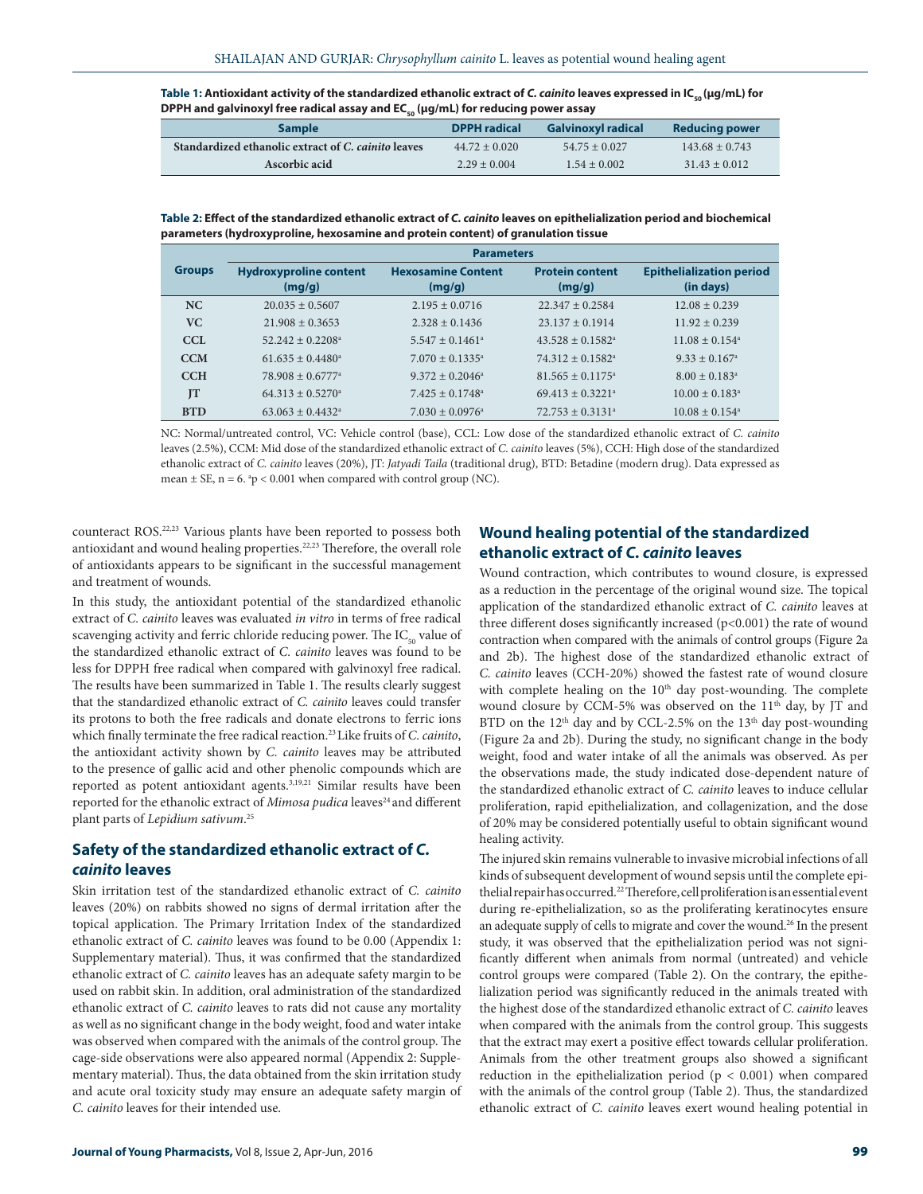**Table 1: Antioxidant activity of the standardized ethanolic extract of *C. cainito* leaves expressed in $IC_{50}$ (µg/mL) for DPPH and galvinoxyl free radical assay and $EC_{50}$ (µg/mL) for reducing power assay**

| Sample | DPPH radical | Galvinoxyl radical | Reducing power |
|---|---|---|---|
| Standardized ethanolic extract of *C. cainito* leaves | 44.72 ± 0.020 | 54.75 ± 0.027 | 143.68 ± 0.743 |
| Ascorbic acid | 2.29 ± 0.004 | 1.54 ± 0.002 | 31.43 ± 0.012 |

**Table 2: Effect of the standardized ethanolic extract of *C. cainito* leaves on epithelialization period and biochemical parameters (hydroxyproline, hexosamine and protein content) of granulation tissue**

| Groups | Parameters | | | |
|---|---|---|---|---|
| | Hydroxyproline content (mg/g) | Hexosamine Content (mg/g) | Protein content (mg/g) | Epithelialization period (in days) |
| NC | 20.035 ± 0.5607 | 2.195 ± 0.0716 | 22.347 ± 0.2584 | 12.08 ± 0.239 |
| VC | 21.908 ± 0.3653 | 2.328 ± 0.1436 | 23.137 ± 0.1914 | 11.92 ± 0.239 |
| CCL | 52.242 ± 0.2208[a] | 5.547 ± 0.1461[a] | 43.528 ± 0.1582[a] | 11.08 ± 0.154[a] |
| CCM | 61.635 ± 0.4480[a] | 7.070 ± 0.1335[a] | 74.312 ± 0.1582[a] | 9.33 ± 0.167[a] |
| CCH | 78.908 ± 0.6777[a] | 9.372 ± 0.2046[a] | 81.565 ± 0.1175[a] | 8.00 ± 0.183[a] |
| JT | 64.313 ± 0.5270[a] | 7.425 ± 0.1748[a] | 69.413 ± 0.3221[a] | 10.00 ± 0.183[a] |
| BTD | 63.063 ± 0.4432[a] | 7.030 ± 0.0976[a] | 72.753 ± 0.3131[a] | 10.08 ± 0.154[a] |

NC: Normal/untreated control, VC: Vehicle control (base), CCL: Low dose of the standardized ethanolic extract of *C. cainito* leaves (2.5%), CCM: Mid dose of the standardized ethanolic extract of *C. cainito* leaves (5%), CCH: High dose of the standardized ethanolic extract of *C. cainito* leaves (20%), JT: *Jatyadi Taila* (traditional drug), BTD: Betadine (modern drug). Data expressed as mean ± SE, n = 6. [a]$p < 0.001$ when compared with control group (NC).

counteract ROS.[22,23] Various plants have been reported to possess both antioxidant and wound healing properties.[22,23] Therefore, the overall role of antioxidants appears to be significant in the successful management and treatment of wounds.

In this study, the antioxidant potential of the standardized ethanolic extract of *C. cainito* leaves was evaluated *in vitro* in terms of free radical scavenging activity and ferric chloride reducing power. The $IC_{50}$ value of the standardized ethanolic extract of *C. cainito* leaves was found to be less for DPPH free radical when compared with galvinoxyl free radical. The results have been summarized in Table 1. The results clearly suggest that the standardized ethanolic extract of *C. cainito* leaves could transfer its protons to both the free radicals and donate electrons to ferric ions which finally terminate the free radical reaction.[23] Like fruits of *C. cainito*, the antioxidant activity shown by *C. cainito* leaves may be attributed to the presence of gallic acid and other phenolic compounds which are reported as potent antioxidant agents.[3,19,21] Similar results have been reported for the ethanolic extract of *Mimosa pudica* leaves[24] and different plant parts of *Lepidium sativum*.[25]

## Safety of the standardized ethanolic extract of *C. cainito* leaves

Skin irritation test of the standardized ethanolic extract of *C. cainito* leaves (20%) on rabbits showed no signs of dermal irritation after the topical application. The Primary Irritation Index of the standardized ethanolic extract of *C. cainito* leaves was found to be 0.00 (Appendix 1: Supplementary material). Thus, it was confirmed that the standardized ethanolic extract of *C. cainito* leaves has an adequate safety margin to be used on rabbit skin. In addition, oral administration of the standardized ethanolic extract of *C. cainito* leaves to rats did not cause any mortality as well as no significant change in the body weight, food and water intake was observed when compared with the animals of the control group. The cage-side observations were also appeared normal (Appendix 2: Supplementary material). Thus, the data obtained from the skin irritation study and acute oral toxicity study may ensure an adequate safety margin of *C. cainito* leaves for their intended use.

## Wound healing potential of the standardized ethanolic extract of *C. cainito* leaves

Wound contraction, which contributes to wound closure, is expressed as a reduction in the percentage of the original wound size. The topical application of the standardized ethanolic extract of *C. cainito* leaves at three different doses significantly increased ($p<0.001$) the rate of wound contraction when compared with the animals of control groups (Figure 2a and 2b). The highest dose of the standardized ethanolic extract of *C. cainito* leaves (CCH-20%) showed the fastest rate of wound closure with complete healing on the 10th day post-wounding. The complete wound closure by CCM-5% was observed on the 11th day, by JT and BTD on the 12th day and by CCL-2.5% on the 13th day post-wounding (Figure 2a and 2b). During the study, no significant change in the body weight, food and water intake of all the animals was observed. As per the observations made, the study indicated dose-dependent nature of the standardized ethanolic extract of *C. cainito* leaves to induce cellular proliferation, rapid epithelialization, and collagenization, and the dose of 20% may be considered potentially useful to obtain significant wound healing activity.

The injured skin remains vulnerable to invasive microbial infections of all kinds of subsequent development of wound sepsis until the complete epithelial repair has occurred.[22] Therefore, cell proliferation is an essential event during re-epithelialization, so as the proliferating keratinocytes ensure an adequate supply of cells to migrate and cover the wound.[26] In the present study, it was observed that the epithelialization period was not significantly different when animals from normal (untreated) and vehicle control groups were compared (Table 2). On the contrary, the epithelialization period was significantly reduced in the animals treated with the highest dose of the standardized ethanolic extract of *C. cainito* leaves when compared with the animals from the control group. This suggests that the extract may exert a positive effect towards cellular proliferation. Animals from the other treatment groups also showed a significant reduction in the epithelialization period ($p < 0.001$) when compared with the animals of the control group (Table 2). Thus, the standardized ethanolic extract of *C. cainito* leaves exert wound healing potential in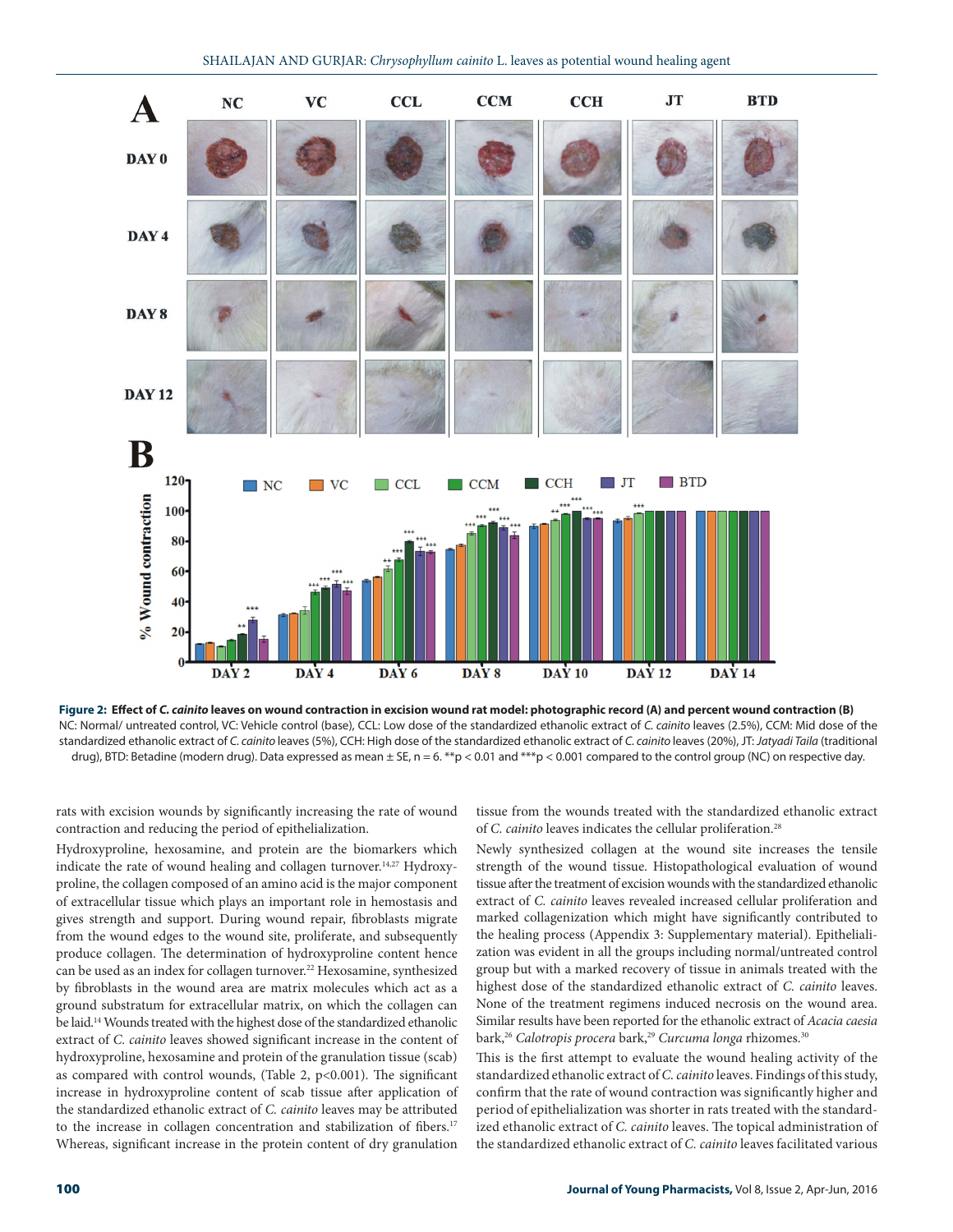**Figure 2: Effect of *C. cainito* leaves on wound contraction in excision wound rat model: photographic record (A) and percent wound contraction (B)**
NC: Normal/ untreated control, VC: Vehicle control (base), CCL: Low dose of the standardized ethanolic extract of *C. cainito* leaves (2.5%), CCM: Mid dose of the standardized ethanolic extract of *C. cainito* leaves (5%), CCH: High dose of the standardized ethanolic extract of *C. cainito* leaves (20%), JT: *Jatyadi Taila* (traditional drug), BTD: Betadine (modern drug). Data expressed as mean ± SE, n = 6. **p < 0.01 and ***p < 0.001 compared to the control group (NC) on respective day.

rats with excision wounds by significantly increasing the rate of wound contraction and reducing the period of epithelialization.

Hydroxyproline, hexosamine, and protein are the biomarkers which indicate the rate of wound healing and collagen turnover.[14,27] Hydroxyproline, the collagen composed of an amino acid is the major component of extracellular tissue which plays an important role in hemostasis and gives strength and support. During wound repair, fibroblasts migrate from the wound edges to the wound site, proliferate, and subsequently produce collagen. The determination of hydroxyproline content hence can be used as an index for collagen turnover.[22] Hexosamine, synthesized by fibroblasts in the wound area are matrix molecules which act as a ground substratum for extracellular matrix, on which the collagen can be laid.[14] Wounds treated with the highest dose of the standardized ethanolic extract of *C. cainito* leaves showed significant increase in the content of hydroxyproline, hexosamine and protein of the granulation tissue (scab) as compared with control wounds, (Table 2, p<0.001). The significant increase in hydroxyproline content of scab tissue after application of the standardized ethanolic extract of *C. cainito* leaves may be attributed to the increase in collagen concentration and stabilization of fibers.[17] Whereas, significant increase in the protein content of dry granulation tissue from the wounds treated with the standardized ethanolic extract of *C. cainito* leaves indicates the cellular proliferation.[28]

Newly synthesized collagen at the wound site increases the tensile strength of the wound tissue. Histopathological evaluation of wound tissue after the treatment of excision wounds with the standardized ethanolic extract of *C. cainito* leaves revealed increased cellular proliferation and marked collagenization which might have significantly contributed to the healing process (Appendix 3: Supplementary material). Epithelialization was evident in all the groups including normal/untreated control group but with a marked recovery of tissue in animals treated with the highest dose of the standardized ethanolic extract of *C. cainito* leaves. None of the treatment regimens induced necrosis on the wound area. Similar results have been reported for the ethanolic extract of *Acacia caesia* bark,[26] *Calotropis procera* bark,[29] *Curcuma longa* rhizomes.[30]

This is the first attempt to evaluate the wound healing activity of the standardized ethanolic extract of *C. cainito* leaves. Findings of this study, confirm that the rate of wound contraction was significantly higher and period of epithelialization was shorter in rats treated with the standardized ethanolic extract of *C. cainito* leaves. The topical administration of the standardized ethanolic extract of *C. cainito* leaves facilitated various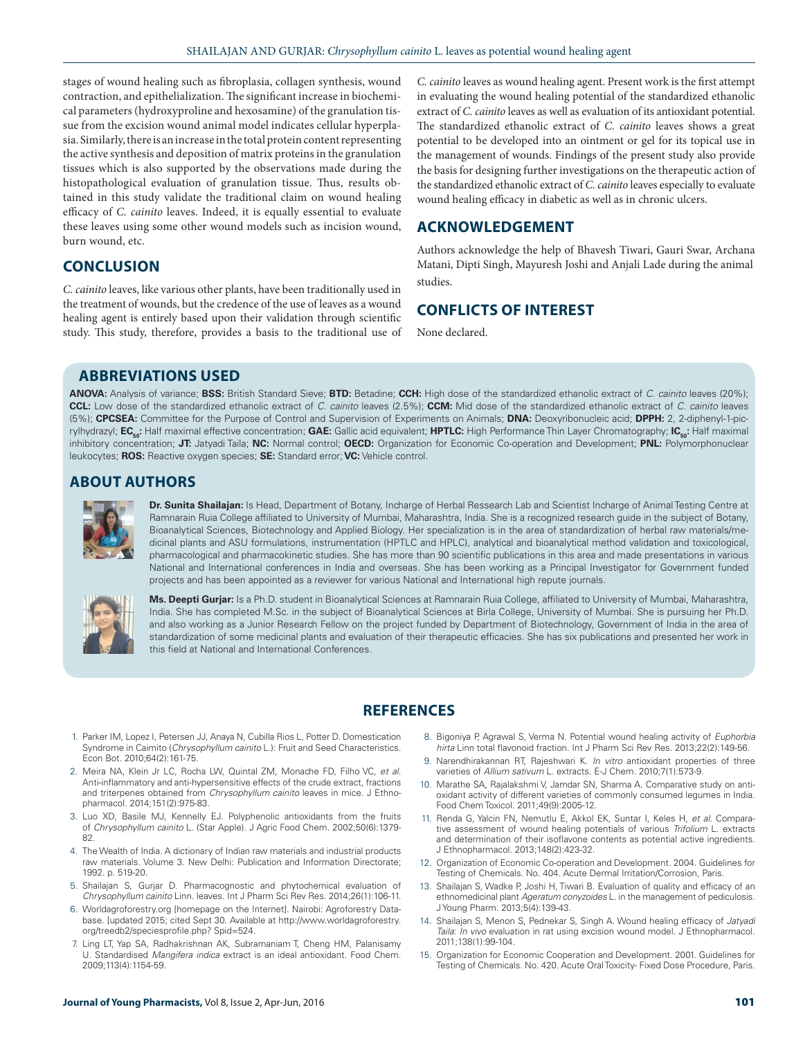stages of wound healing such as fibroplasia, collagen synthesis, wound contraction, and epithelialization. The significant increase in biochemical parameters (hydroxyproline and hexosamine) of the granulation tissue from the excision wound animal model indicates cellular hyperplasia. Similarly, there is an increase in the total protein content representing the active synthesis and deposition of matrix proteins in the granulation tissues which is also supported by the observations made during the histopathological evaluation of granulation tissue. Thus, results obtained in this study validate the traditional claim on wound healing efficacy of *C. cainito* leaves. Indeed, it is equally essential to evaluate these leaves using some other wound models such as incision wound, burn wound, etc.

## CONCLUSION

*C. cainito* leaves, like various other plants, have been traditionally used in the treatment of wounds, but the credence of the use of leaves as a wound healing agent is entirely based upon their validation through scientific study. This study, therefore, provides a basis to the traditional use of *C. cainito* leaves as wound healing agent. Present work is the first attempt in evaluating the wound healing potential of the standardized ethanolic extract of *C. cainito* leaves as well as evaluation of its antioxidant potential. The standardized ethanolic extract of *C. cainito* leaves shows a great potential to be developed into an ointment or gel for its topical use in the management of wounds. Findings of the present study also provide the basis for designing further investigations on the therapeutic action of the standardized ethanolic extract of *C. cainito* leaves especially to evaluate wound healing efficacy in diabetic as well as in chronic ulcers.

## ACKNOWLEDGEMENT

Authors acknowledge the help of Bhavesh Tiwari, Gauri Swar, Archana Matani, Dipti Singh, Mayuresh Joshi and Anjali Lade during the animal studies.

## CONFLICTS OF INTEREST

None declared.

## ABBREVIATIONS USED

**ANOVA:** Analysis of variance; **BSS:** British Standard Sieve; **BTD:** Betadine; **CCH:** High dose of the standardized ethanolic extract of *C. cainito* leaves (20%); **CCL:** Low dose of the standardized ethanolic extract of *C. cainito* leaves (2.5%); **CCM:** Mid dose of the standardized ethanolic extract of *C. cainito* leaves (5%); **CPCSEA:** Committee for the Purpose of Control and Supervision of Experiments on Animals; **DNA:** Deoxyribonucleic acid; **DPPH:** 2, 2-diphenyl-1-picrylhydrazyl; **$EC_{50}$:** Half maximal effective concentration; **GAE:** Gallic acid equivalent; **HPTLC:** High Performance Thin Layer Chromatography; **$IC_{50}$:** Half maximal inhibitory concentration; **JT:** Jatyadi Taila; **NC:** Normal control; **OECD:** Organization for Economic Co-operation and Development; **PNL:** Polymorphonuclear leukocytes; **ROS:** Reactive oxygen species; **SE:** Standard error; **VC:** Vehicle control.

## ABOUT AUTHORS

**Dr. Sunita Shailajan:** Is Head, Department of Botany, Incharge of Herbal Ressearch Lab and Scientist Incharge of Animal Testing Centre at Ramnarain Ruia College affiliated to University of Mumbai, Maharashtra, India. She is a recognized research guide in the subject of Botany, Bioanalytical Sciences, Biotechnology and Applied Biology. Her specialization is in the area of standardization of herbal raw materials/medicinal plants and ASU formulations, instrumentation (HPTLC and HPLC), analytical and bioanalytical method validation and toxicological, pharmacological and pharmacokinetic studies. She has more than 90 scientific publications in this area and made presentations in various National and International conferences in India and overseas. She has been working as a Principal Investigator for Government funded projects and has been appointed as a reviewer for various National and International high repute journals.

**Ms. Deepti Gurjar:** Is a Ph.D. student in Bioanalytical Sciences at Ramnarain Ruia College, affiliated to University of Mumbai, Maharashtra, India. She has completed M.Sc. in the subject of Bioanalytical Sciences at Birla College, University of Mumbai. She is pursuing her Ph.D. and also working as a Junior Research Fellow on the project funded by Department of Biotechnology, Government of India in the area of standardization of some medicinal plants and evaluation of their therapeutic efficacies. She has six publications and presented her work in this field at National and International Conferences.

## REFERENCES

1. Parker IM, Lopez I, Petersen JJ, Anaya N, Cubilla Rios L, Potter D. Domestication Syndrome in Caimito (*Chrysophyllum cainito* L.): Fruit and Seed Characteristics. Econ Bot. 2010;64(2):161-75.
2. Meira NA, Klein Jr LC, Rocha LW, Quintal ZM, Monache FD, Filho VC, *et al.* Anti-inflammatory and anti-hypersensitive effects of the crude extract, fractions and triterpenes obtained from *Chrysophyllum cainito* leaves in mice. J Ethnopharmacol. 2014;151(2):975-83.
3. Luo XD, Basile MJ, Kennelly EJ. Polyphenolic antioxidants from the fruits of *Chrysophyllum cainito* L. (Star Apple). J Agric Food Chem. 2002;50(6):1379-82.
4. The Wealth of India. A dictionary of Indian raw materials and industrial products raw materials. Volume 3. New Delhi: Publication and Information Directorate; 1992. p. 519-20.
5. Shailajan S, Gurjar D. Pharmacognostic and phytochemical evaluation of *Chrysophyllum cainito* Linn. leaves. Int J Pharm Sci Rev Res. 2014;26(1):106-11.
6. Worldagroforestry.org [homepage on the Internet]. Nairobi: Agroforestry Database. [updated 2015; cited Sept 30. Available at http://www.worldagroforestry.org/treedb2/speciesprofile.php? Spid=524.
7. Ling LT, Yap SA, Radhakrishnan AK, Subramaniam T, Cheng HM, Palanisamy U. Standardised *Mangifera indica* extract is an ideal antioxidant. Food Chem. 2009;113(4):1154-59.
8. Bigoniya P, Agrawal S, Verma N. Potential wound healing activity of *Euphorbia hirta* Linn total flavonoid fraction. Int J Pharm Sci Rev Res. 2013;22(2):149-56.
9. Narendhirakannan RT, Rajeshwari K. *In vitro* antioxidant properties of three varieties of *Allium sativum* L. extracts. E-J Chem. 2010;7(1):573-9.
10. Marathe SA, Rajalakshmi V, Jamdar SN, Sharma A. Comparative study on antioxidant activity of different varieties of commonly consumed legumes in India. Food Chem Toxicol. 2011;49(9):2005-12.
11. Renda G, Yalcin FN, Nemutlu E, Akkol EK, Suntar I, Keles H, *et al.* Comparative assessment of wound healing potentials of various *Trifolium* L. extracts and determination of their isoflavone contents as potential active ingredients. J Ethnopharmacol. 2013;148(2):423-32.
12. Organization of Economic Co-operation and Development. 2004. Guidelines for Testing of Chemicals. No. 404. Acute Dermal Irritation/Corrosion, Paris.
13. Shailajan S, Wadke P, Joshi H, Tiwari B. Evaluation of quality and efficacy of an ethnomedicinal plant *Ageratum conyzoides* L. in the management of pediculosis. J Young Pharm. 2013;5(4):139-43.
14. Shailajan S, Menon S, Pednekar S, Singh A. Wound healing efficacy of *Jatyadi Taila*: *In vivo* evaluation in rat using excision wound model. J Ethnopharmacol. 2011;138(1):99-104.
15. Organization for Economic Cooperation and Development. 2001. Guidelines for Testing of Chemicals. No. 420. Acute Oral Toxicity- Fixed Dose Procedure, Paris.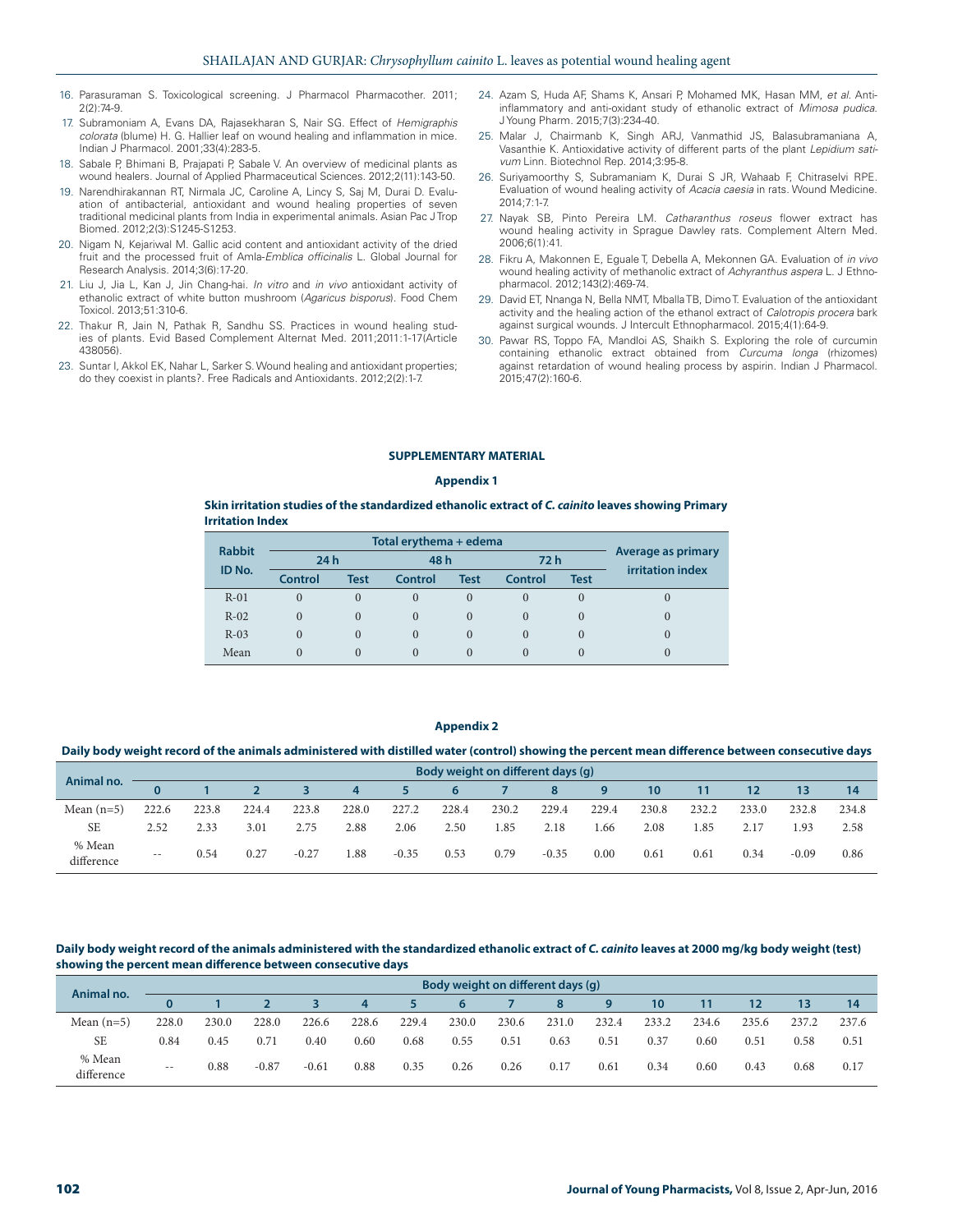16. Parasuraman S. Toxicological screening. J Pharmacol Pharmacother. 2011; 2(2):74-9.
17. Subramoniam A, Evans DA, Rajasekharan S, Nair SG. Effect of *Hemigraphis colorata* (blume) H. G. Hallier leaf on wound healing and inflammation in mice. Indian J Pharmacol. 2001;33(4):283-5.
18. Sabale P, Bhimani B, Prajapati P, Sabale V. An overview of medicinal plants as wound healers. Journal of Applied Pharmaceutical Sciences. 2012;2(11):143-50.
19. Narendhirakannan RT, Nirmala JC, Caroline A, Lincy S, Saj M, Durai D. Evaluation of antibacterial, antioxidant and wound healing properties of seven traditional medicinal plants from India in experimental animals. Asian Pac J Trop Biomed. 2012;2(3):S1245-S1253.
20. Nigam N, Kejariwal M. Gallic acid content and antioxidant activity of the dried fruit and the processed fruit of Amla-*Emblica officinalis* L. Global Journal for Research Analysis. 2014;3(6):17-20.
21. Liu J, Jia L, Kan J, Jin Chang-hai. *In vitro* and *in vivo* antioxidant activity of ethanolic extract of white button mushroom (*Agaricus bisporus*). Food Chem Toxicol. 2013;51:310-6.
22. Thakur R, Jain N, Pathak R, Sandhu SS. Practices in wound healing studies of plants. Evid Based Complement Alternat Med. 2011;2011:1-17(Article 438056).
23. Suntar I, Akkol EK, Nahar L, Sarker S. Wound healing and antioxidant properties; do they coexist in plants?. Free Radicals and Antioxidants. 2012;2(2):1-7.
24. Azam S, Huda AF, Shams K, Ansari P, Mohamed MK, Hasan MM, *et al*. Anti-inflammatory and anti-oxidant study of ethanolic extract of *Mimosa pudica*. J Young Pharm. 2015;7(3):234-40.
25. Malar J, Chairmanb K, Singh ARJ, Vanmathid JS, Balasubramaniana A, Vasanthie K. Antioxidative activity of different parts of the plant *Lepidium sativum* Linn. Biotechnol Rep. 2014;3:95-8.
26. Suriyamoorthy S, Subramaniam K, Durai S JR, Wahaab F, Chitraselvi RPE. Evaluation of wound healing activity of *Acacia caesia* in rats. Wound Medicine. 2014;7:1-7.
27. Nayak SB, Pinto Pereira LM. *Catharanthus roseus* flower extract has wound healing activity in Sprague Dawley rats. Complement Altern Med. 2006;6(1):41.
28. Fikru A, Makonnen E, Eguale T, Debella A, Mekonnen GA. Evaluation of *in vivo* wound healing activity of methanolic extract of *Achyranthus aspera* L. J Ethnopharmacol. 2012;143(2):469-74.
29. David ET, Nnanga N, Bella NMT, Mballa TB, Dimo T. Evaluation of the antioxidant activity and the healing action of the ethanol extract of *Calotropis procera* bark against surgical wounds. J Intercult Ethnopharmacol. 2015;4(1):64-9.
30. Pawar RS, Toppo FA, Mandloi AS, Shaikh S. Exploring the role of curcumin containing ethanolic extract obtained from *Curcuma longa* (rhizomes) against retardation of wound healing process by aspirin. Indian J Pharmacol. 2015;47(2):160-6.

## SUPPLEMENTARY MATERIAL

### Appendix 1

**Skin irritation studies of the standardized ethanolic extract of *C. cainito* leaves showing Primary Irritation Index**

| Rabbit ID No. | Total erythema + edema | | | | | | Average as primary irritation index |
|---|---|---|---|---|---|---|---|
| | 24 h | | 48 h | | 72 h | | |
| | Control | Test | Control | Test | Control | Test | |
| R-01 | 0 | 0 | 0 | 0 | 0 | 0 | 0 |
| R-02 | 0 | 0 | 0 | 0 | 0 | 0 | 0 |
| R-03 | 0 | 0 | 0 | 0 | 0 | 0 | 0 |
| Mean | 0 | 0 | 0 | 0 | 0 | 0 | 0 |

### Appendix 2

**Daily body weight record of the animals administered with distilled water (control) showing the percent mean difference between consecutive days**

| Animal no. | Body weight on different days (g) | | | | | | | | | | | | | | |
|---|---|---|---|---|---|---|---|---|---|---|---|---|---|---|---|
| | 0 | 1 | 2 | 3 | 4 | 5 | 6 | 7 | 8 | 9 | 10 | 11 | 12 | 13 | 14 |
| Mean (n=5) | 222.6 | 223.8 | 224.4 | 223.8 | 228.0 | 227.2 | 228.4 | 230.2 | 229.4 | 229.4 | 230.8 | 232.2 | 233.0 | 232.8 | 234.8 |
| SE | 2.52 | 2.33 | 3.01 | 2.75 | 2.88 | 2.06 | 2.50 | 1.85 | 2.18 | 1.66 | 2.08 | 1.85 | 2.17 | 1.93 | 2.58 |
| % Mean difference | -- | 0.54 | 0.27 | -0.27 | 1.88 | -0.35 | 0.53 | 0.79 | -0.35 | 0.00 | 0.61 | 0.61 | 0.34 | -0.09 | 0.86 |

**Daily body weight record of the animals administered with the standardized ethanolic extract of *C. cainito* leaves at 2000 mg/kg body weight (test) showing the percent mean difference between consecutive days**

| Animal no. | Body weight on different days (g) | | | | | | | | | | | | | | |
|---|---|---|---|---|---|---|---|---|---|---|---|---|---|---|---|
| | 0 | 1 | 2 | 3 | 4 | 5 | 6 | 7 | 8 | 9 | 10 | 11 | 12 | 13 | 14 |
| Mean (n=5) | 228.0 | 230.0 | 228.0 | 226.6 | 228.6 | 229.4 | 230.0 | 230.6 | 231.0 | 232.4 | 233.2 | 234.6 | 235.6 | 237.2 | 237.6 |
| SE | 0.84 | 0.45 | 0.71 | 0.40 | 0.60 | 0.68 | 0.55 | 0.51 | 0.63 | 0.51 | 0.37 | 0.60 | 0.51 | 0.58 | 0.51 |
| % Mean difference | -- | 0.88 | -0.87 | -0.61 | 0.88 | 0.35 | 0.26 | 0.26 | 0.17 | 0.61 | 0.34 | 0.60 | 0.43 | 0.68 | 0.17 |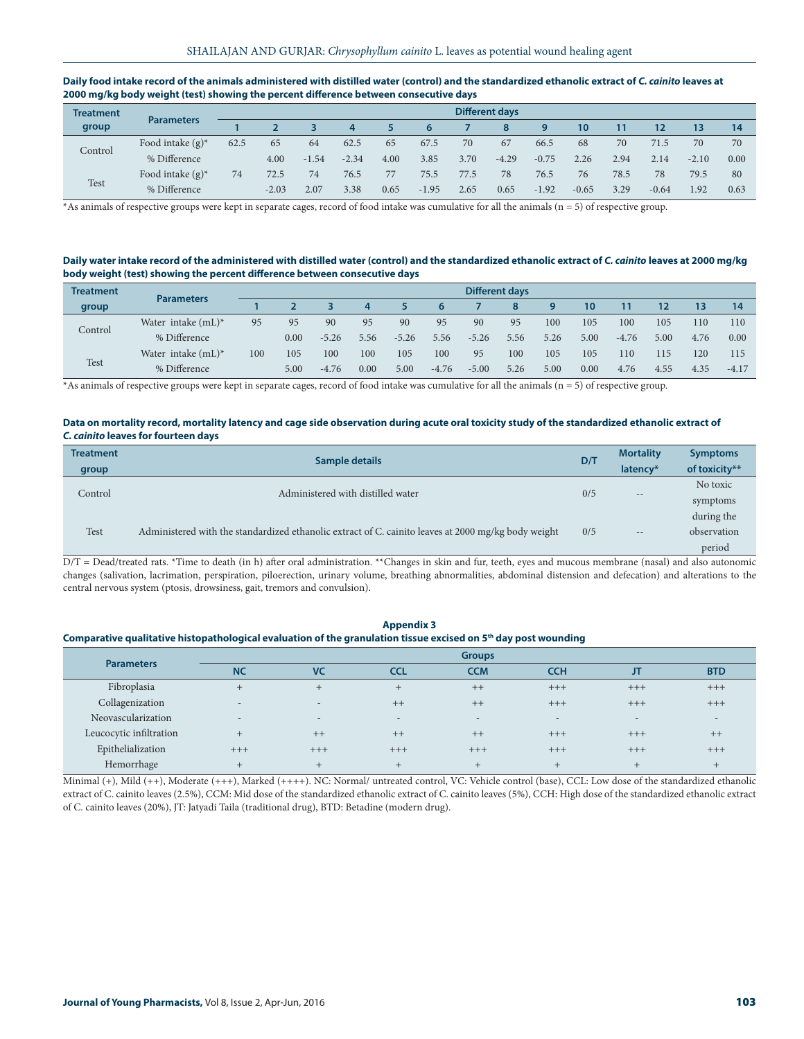**Daily food intake record of the animals administered with distilled water (control) and the standardized ethanolic extract of *C. cainito* leaves at 2000 mg/kg body weight (test) showing the percent difference between consecutive days**

| Treatment group | Parameters | Different days | | | | | | | | | | | | | |
|---|---|---|---|---|---|---|---|---|---|---|---|---|---|---|---|
| | | 1 | 2 | 3 | 4 | 5 | 6 | 7 | 8 | 9 | 10 | 11 | 12 | 13 | 14 |
| Control | Food intake (g)* | 62.5 | 65 | 64 | 62.5 | 65 | 67.5 | 70 | 67 | 66.5 | 68 | 70 | 71.5 | 70 | 70 |
| | % Difference | | 4.00 | -1.54 | -2.34 | 4.00 | 3.85 | 3.70 | -4.29 | -0.75 | 2.26 | 2.94 | 2.14 | -2.10 | 0.00 |
| Test | Food intake (g)* | 74 | 72.5 | 74 | 76.5 | 77 | 75.5 | 77.5 | 78 | 76.5 | 76 | 78.5 | 78 | 79.5 | 80 |
| | % Difference | | -2.03 | 2.07 | 3.38 | 0.65 | -1.95 | 2.65 | 0.65 | -1.92 | -0.65 | 3.29 | -0.64 | 1.92 | 0.63 |

*As animals of respective groups were kept in separate cages, record of food intake was cumulative for all the animals (n = 5) of respective group.

**Daily water intake record of the administered with distilled water (control) and the standardized ethanolic extract of *C. cainito* leaves at 2000 mg/kg body weight (test) showing the percent difference between consecutive days**

| Treatment group | Parameters | Different days | | | | | | | | | | | | | |
|---|---|---|---|---|---|---|---|---|---|---|---|---|---|---|---|
| | | 1 | 2 | 3 | 4 | 5 | 6 | 7 | 8 | 9 | 10 | 11 | 12 | 13 | 14 |
| Control | Water intake (mL)* | 95 | 95 | 90 | 95 | 90 | 95 | 90 | 95 | 100 | 105 | 100 | 105 | 110 | 110 |
| | % Difference | | 0.00 | -5.26 | 5.56 | -5.26 | 5.56 | -5.26 | 5.56 | 5.26 | 5.00 | -4.76 | 5.00 | 4.76 | 0.00 |
| Test | Water intake (mL)* | 100 | 105 | 100 | 100 | 105 | 100 | 95 | 100 | 105 | 105 | 110 | 115 | 120 | 115 |
| | % Difference | | 5.00 | -4.76 | 0.00 | 5.00 | -4.76 | -5.00 | 5.26 | 5.00 | 0.00 | 4.76 | 4.55 | 4.35 | -4.17 |

*As animals of respective groups were kept in separate cages, record of food intake was cumulative for all the animals (n = 5) of respective group.

**Data on mortality record, mortality latency and cage side observation during acute oral toxicity study of the standardized ethanolic extract of *C. cainito* leaves for fourteen days**

| Treatment group | Sample details | D/T | Mortality latency* | Symptoms of toxicity** |
|---|---|---|---|---|
| Control | Administered with distilled water | 0/5 | -- | No toxic symptoms during the observation period |
| Test | Administered with the standardized ethanolic extract of C. cainito leaves at 2000 mg/kg body weight | 0/5 | -- | |

D/T = Dead/treated rats. *Time to death (in h) after oral administration. **Changes in skin and fur, teeth, eyes and mucous membrane (nasal) and also autonomic changes (salivation, lacrimation, perspiration, piloerection, urinary volume, breathing abnormalities, abdominal distension and defecation) and alterations to the central nervous system (ptosis, drowsiness, gait, tremors and convulsion).

**Appendix 3**

**Comparative qualitative histopathological evaluation of the granulation tissue excised on 5th day post wounding**

| Parameters | Groups | | | | | | |
|---|---|---|---|---|---|---|---|
| | NC | VC | CCL | CCM | CCH | JT | BTD |
| Fibroplasia | + | + | + | ++ | +++ | +++ | +++ |
| Collagenization | - | - | ++ | ++ | +++ | +++ | +++ |
| Neovascularization | - | - | - | - | - | - | - |
| Leucocytic infiltration | + | ++ | ++ | ++ | +++ | +++ | ++ |
| Epithelialization | +++ | +++ | +++ | +++ | +++ | +++ | +++ |
| Hemorrhage | + | + | + | + | + | + | + |

Minimal (+), Mild (++), Moderate (+++), Marked (++++). NC: Normal/ untreated control, VC: Vehicle control (base), CCL: Low dose of the standardized ethanolic extract of C. cainito leaves (2.5%), CCM: Mid dose of the standardized ethanolic extract of C. cainito leaves (5%), CCH: High dose of the standardized ethanolic extract of C. cainito leaves (20%), JT: Jatyadi Taila (traditional drug), BTD: Betadine (modern drug).